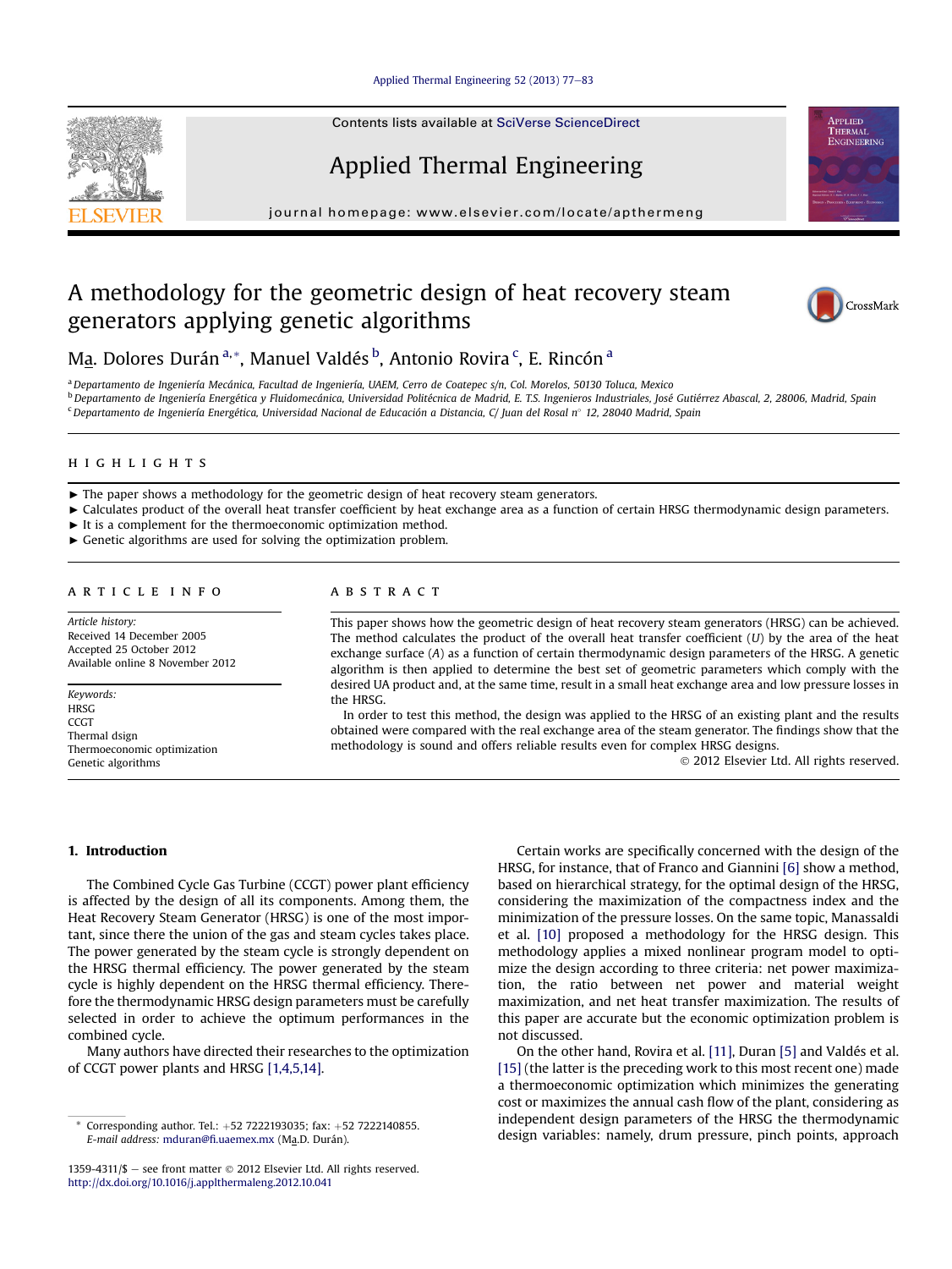# A methodology for the geometric design of heat recovery steam generators applying genetic algorithms

Ma. Dolores Durán [a,*], Manuel Valdés [b], Antonio Rovira [c], E. Rincón [a]

[a] Departamento de Ingeniería Mecánica, Facultad de Ingeniería, UAEM, Cerro de Coatepec s/n, Col. Morelos, 50130 Toluca, Mexico
[b] Departamento de Ingeniería Energética y Fluidomecánica, Universidad Politécnica de Madrid, E. T.S. Ingenieros Industriales, José Gutiérrez Abascal, 2, 28006, Madrid, Spain
[c] Departamento de Ingeniería Energética, Universidad Nacional de Educación a Distancia, C/ Juan del Rosal n° 12, 28040 Madrid, Spain

## HIGHLIGHTS

- The paper shows a methodology for the geometric design of heat recovery steam generators.
- Calculates product of the overall heat transfer coefficient by heat exchange area as a function of certain HRSG thermodynamic design parameters.
- It is a complement for the thermoeconomic optimization method.
- Genetic algorithms are used for solving the optimization problem.

## ARTICLE INFO

*Article history:*
Received 14 December 2005
Accepted 25 October 2012
Available online 8 November 2012

*Keywords:*
HRSG
CCGT
Thermal dsign
Thermoeconomic optimization
Genetic algorithms

## ABSTRACT

This paper shows how the geometric design of heat recovery steam generators (HRSG) can be achieved. The method calculates the product of the overall heat transfer coefficient ($U$) by the area of the heat exchange surface ($A$) as a function of certain thermodynamic design parameters of the HRSG. A genetic algorithm is then applied to determine the best set of geometric parameters which comply with the desired UA product and, at the same time, result in a small heat exchange area and low pressure losses in the HRSG.

In order to test this method, the design was applied to the HRSG of an existing plant and the results obtained were compared with the real exchange area of the steam generator. The findings show that the methodology is sound and offers reliable results even for complex HRSG designs.

© 2012 Elsevier Ltd. All rights reserved.

## 1. Introduction

The Combined Cycle Gas Turbine (CCGT) power plant efficiency is affected by the design of all its components. Among them, the Heat Recovery Steam Generator (HRSG) is one of the most important, since there the union of the gas and steam cycles takes place. The power generated by the steam cycle is strongly dependent on the HRSG thermal efficiency. The power generated by the steam cycle is highly dependent on the HRSG thermal efficiency. Therefore the thermodynamic HRSG design parameters must be carefully selected in order to achieve the optimum performances in the combined cycle.

Many authors have directed their researches to the optimization of CCGT power plants and HRSG [1,4,5,14].

Certain works are specifically concerned with the design of the HRSG, for instance, that of Franco and Giannini [6] show a method, based on hierarchical strategy, for the optimal design of the HRSG, considering the maximization of the compactness index and the minimization of the pressure losses. On the same topic, Manassaldi et al. [10] proposed a methodology for the HRSG design. This methodology applies a mixed nonlinear program model to optimize the design according to three criteria: net power maximization, the ratio between net power and material weight maximization, and net heat transfer maximization. The results of this paper are accurate but the economic optimization problem is not discussed.

On the other hand, Rovira et al. [11], Duran [5] and Valdés et al. [15] (the latter is the preceding work to this most recent one) made a thermoeconomic optimization which minimizes the generating cost or maximizes the annual cash flow of the plant, considering as independent design parameters of the HRSG the thermodynamic design variables: namely, drum pressure, pinch points, approach

* Corresponding author. Tel.: +52 7222193035; fax: +52 7222140855.
E-mail address: mduran@fi.uaemex.mx (Ma.D. Durán).

1359-4311/$ – see front matter © 2012 Elsevier Ltd. All rights reserved.
http://dx.doi.org/10.1016/j.applthermaleng.2012.10.041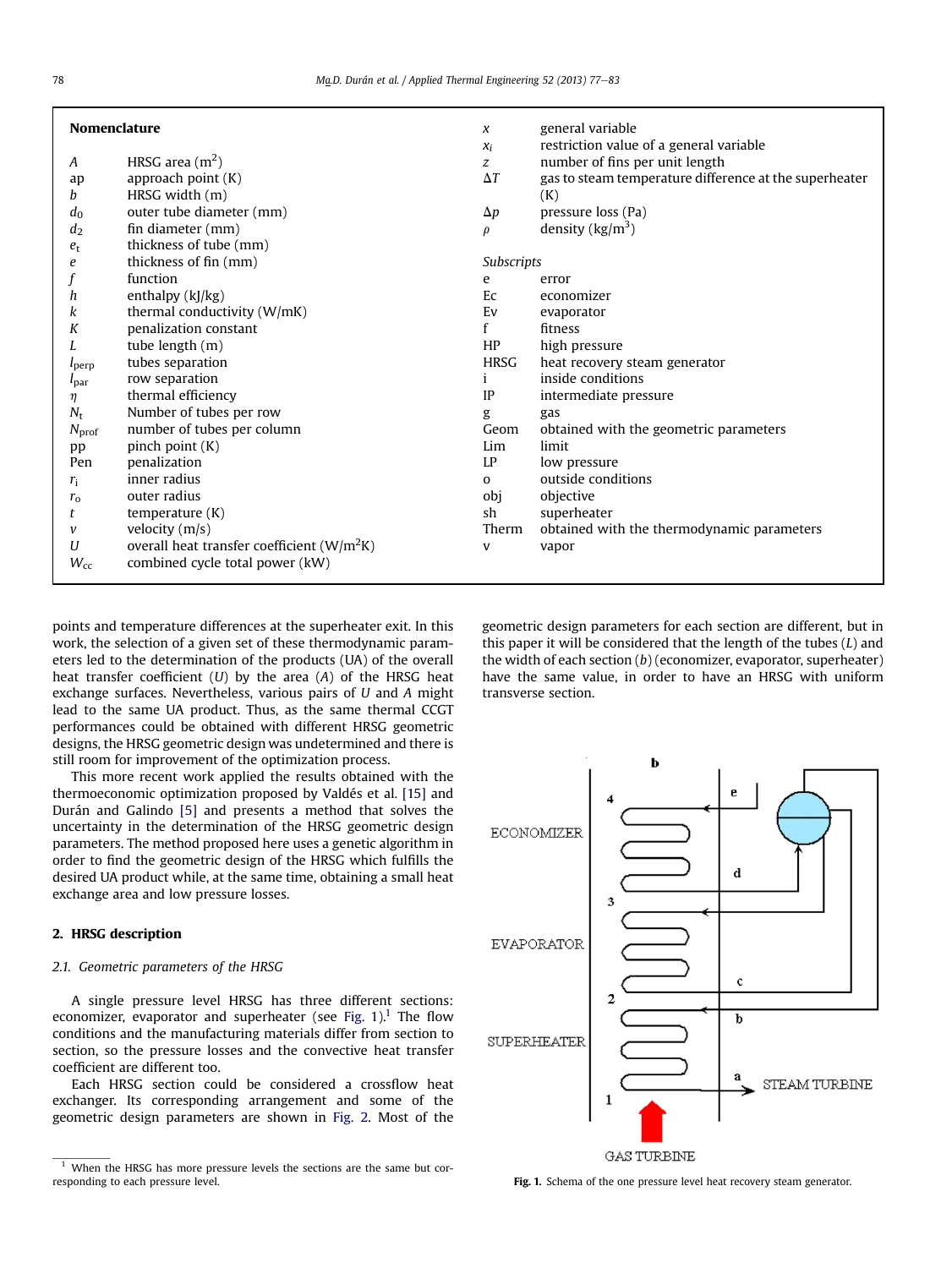## Nomenclature

| | | | |
|---|---|---|---|
| $A$ | HRSG area ($m^2$) | $x$ | general variable |
| ap | approach point (K) | $x_i$ | restriction value of a general variable |
| $b$ | HRSG width (m) | $z$ | number of fins per unit length |
| $d_0$ | outer tube diameter (mm) | $\Delta T$ | gas to steam temperature difference at the superheater (K) |
| $d_2$ | fin diameter (mm) | $\Delta p$ | pressure loss (Pa) |
| $e_t$ | thickness of tube (mm) | $\rho$ | density ($kg/m^3$) |
| $e$ | thickness of fin (mm) | | |
| $f$ | function | *Subscripts* | |
| $h$ | enthalpy (kJ/kg) | e | error |
| $k$ | thermal conductivity (W/mK) | Ec | economizer |
| $K$ | penalization constant | Ev | evaporator |
| $L$ | tube length (m) | f | fitness |
| $l_{perp}$ | tubes separation | HP | high pressure |
| $l_{par}$ | row separation | HRSG | heat recovery steam generator |
| $\eta$ | thermal efficiency | i | inside conditions |
| $N_t$ | Number of tubes per row | IP | intermediate pressure |
| $N_{prof}$ | number of tubes per column | g | gas |
| pp | pinch point (K) | Geom | obtained with the geometric parameters |
| Pen | penalization | Lim | limit |
| $r_i$ | inner radius | LP | low pressure |
| $r_o$ | outer radius | o | outside conditions |
| $t$ | temperature (K) | obj | objective |
| $v$ | velocity (m/s) | sh | superheater |
| $U$ | overall heat transfer coefficient ($W/m^2K$) | Therm | obtained with the thermodynamic parameters |
| $W_{cc}$ | combined cycle total power (kW) | v | vapor |

points and temperature differences at the superheater exit. In this work, the selection of a given set of these thermodynamic parameters led to the determination of the products (UA) of the overall heat transfer coefficient ($U$) by the area ($A$) of the HRSG heat exchange surfaces. Nevertheless, various pairs of $U$ and $A$ might lead to the same UA product. Thus, as the same thermal CCGT performances could be obtained with different HRSG geometric designs, the HRSG geometric design was undetermined and there is still room for improvement of the optimization process.

This more recent work applied the results obtained with the thermoeconomic optimization proposed by Valdés et al. [15] and Durán and Galindo [5] and presents a method that solves the uncertainty in the determination of the HRSG geometric design parameters. The method proposed here uses a genetic algorithm in order to find the geometric design of the HRSG which fulfills the desired UA product while, at the same time, obtaining a small heat exchange area and low pressure losses.

## 2. HRSG description

### 2.1. Geometric parameters of the HRSG

A single pressure level HRSG has three different sections: economizer, evaporator and superheater (see Fig. 1).[1] The flow conditions and the manufacturing materials differ from section to section, so the pressure losses and the convective heat transfer coefficient are different too.

Each HRSG section could be considered a crossflow heat exchanger. Its corresponding arrangement and some of the geometric design parameters are shown in Fig. 2. Most of the geometric design parameters for each section are different, but in this paper it will be considered that the length of the tubes ($L$) and the width of each section ($b$) (economizer, evaporator, superheater) have the same value, in order to have an HRSG with uniform transverse section.

[1] When the HRSG has more pressure levels the sections are the same but corresponding to each pressure level.

**Fig. 1.** Schema of the one pressure level heat recovery steam generator.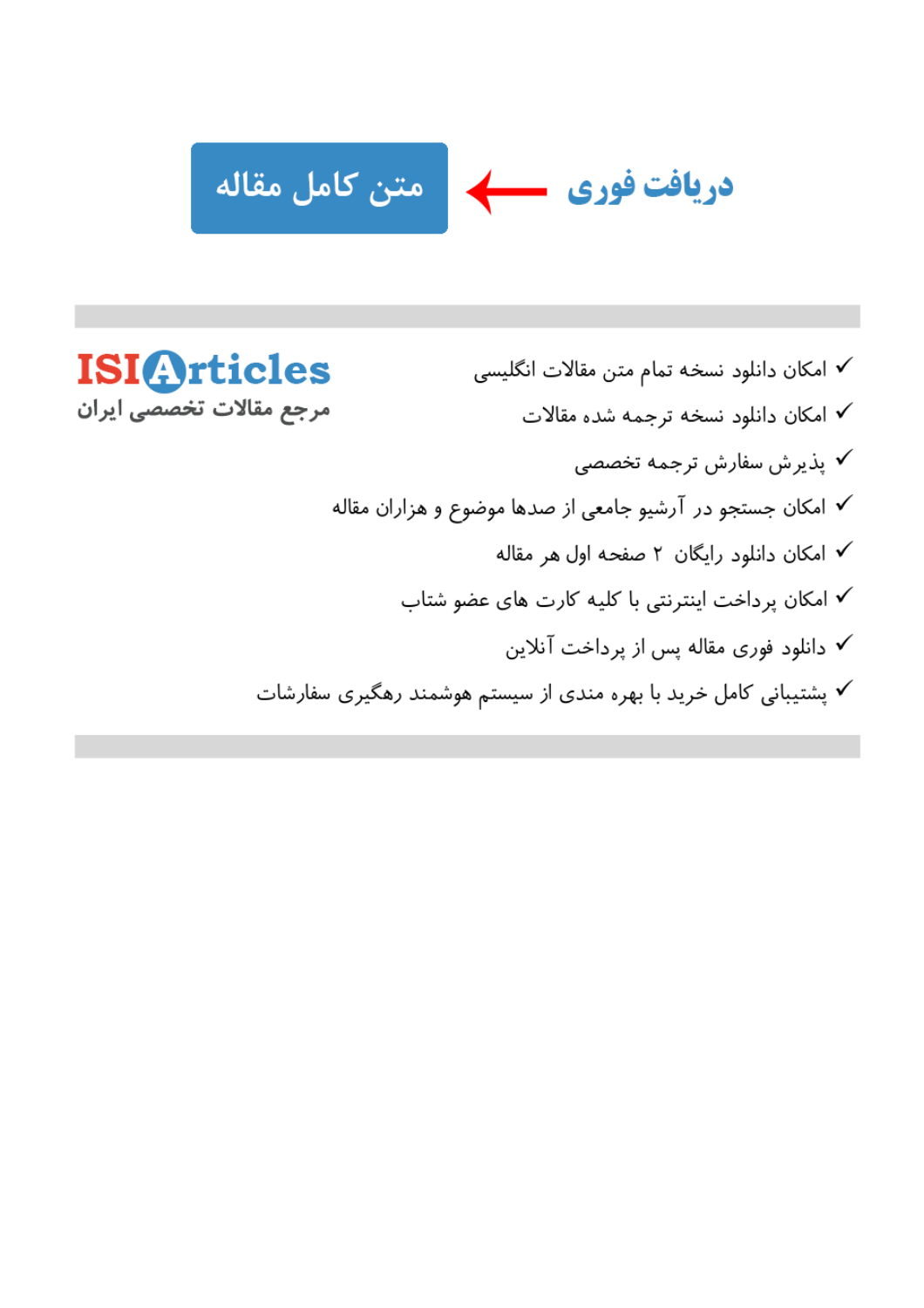دریافت فوری ← **متن کامل مقاله**

**ISIArticles**
مرجع مقالات تخصصی ایران

- ✓ امکان دانلود نسخه تمام متن مقالات انگلیسی
- ✓ امکان دانلود نسخه ترجمه شده مقالات
- ✓ پذیرش سفارش ترجمه تخصصی
- ✓ امکان جستجو در آرشیو جامعی از صدها موضوع و هزاران مقاله
- ✓ امکان دانلود رایگان ۲ صفحه اول هر مقاله
- ✓ امکان پرداخت اینترنتی با کلیه کارت های عضو شتاب
- ✓ دانلود فوری مقاله پس از پرداخت آنلاین
- ✓ پشتیبانی کامل خرید با بهره مندی از سیستم هوشمند رهگیری سفارشات